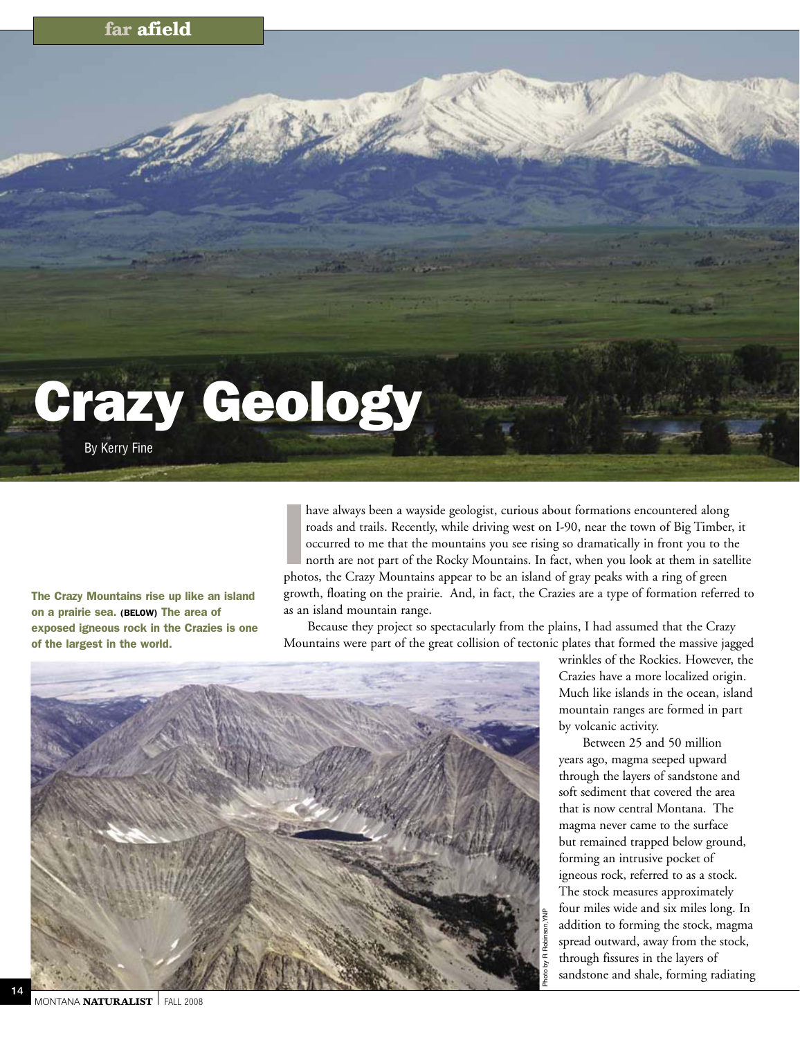# Crazy Geology

By Kerry Fine

The Crazy Mountains rise up like an island on a prairie sea. **(BELOW)** The area of exposed igneous rock in the Crazies is one of the largest in the world.

Photo by R Robinson,YNP

I have always been a wayside geologist, curious about formations encountered along roads and trails. Recently, while driving west on I-90, near the town of Big Timber, it occurred to me that the mountains you see rising so dramatically in front you to the north are not part of the Rocky Mountains. In fact, when you look at them in satellite photos, the Crazy Mountains appear to be an island of gray peaks with a ring of green growth, floating on the prairie. And, in fact, the Crazies are a type of formation referred to as an island mountain range.

Because they project so spectacularly from the plains, I had assumed that the Crazy Mountains were part of the great collision of tectonic plates that formed the massive jagged wrinkles of the Rockies. However, the Crazies have a more localized origin. Much like islands in the ocean, island mountain ranges are formed in part by volcanic activity.

Between 25 and 50 million years ago, magma seeped upward through the layers of sandstone and soft sediment that covered the area that is now central Montana. The magma never came to the surface but remained trapped below ground, forming an intrusive pocket of igneous rock, referred to as a stock. The stock measures approximately four miles wide and six miles long. In addition to forming the stock, magma spread outward, away from the stock, through fissures in the layers of sandstone and shale, forming radiating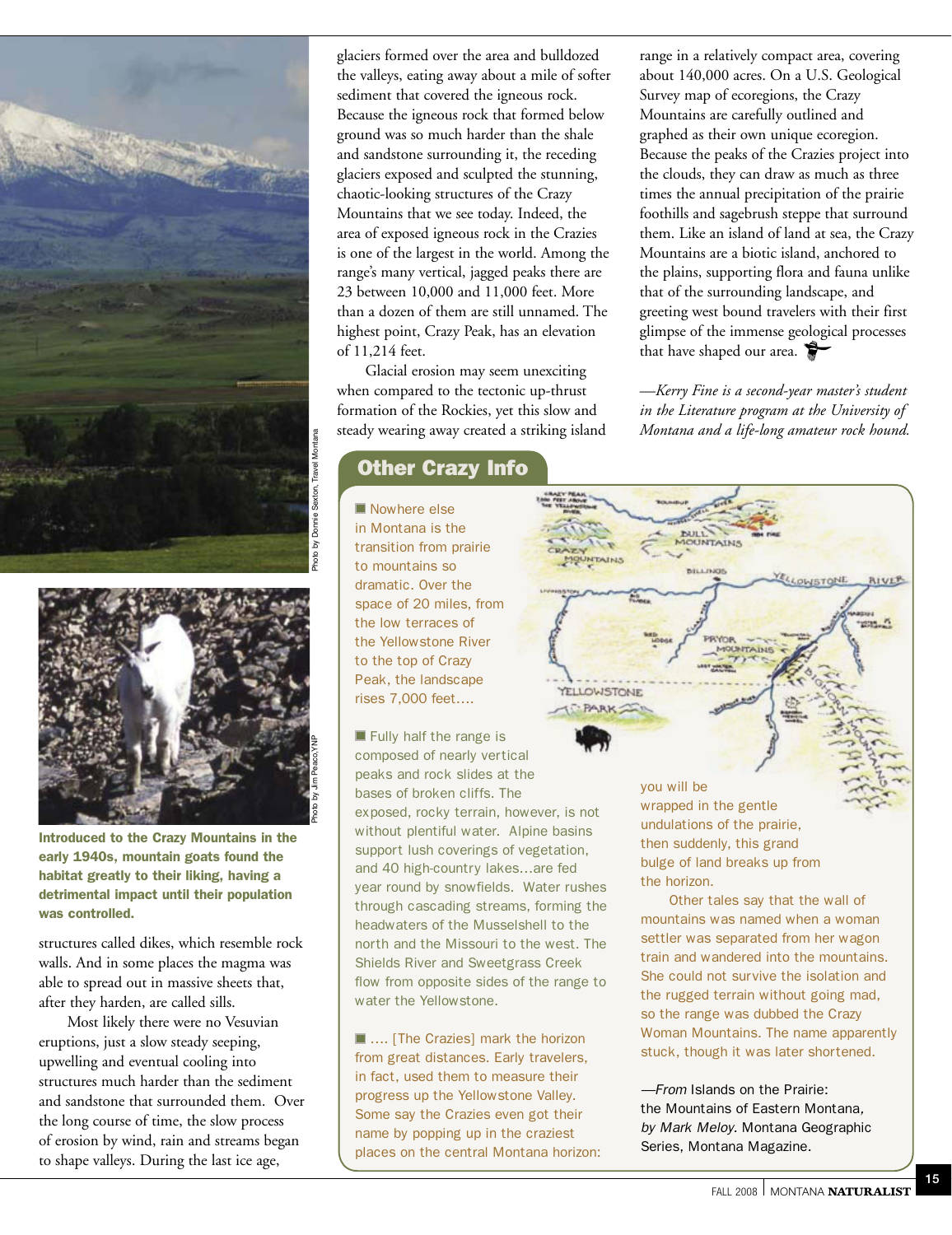Introduced to the Crazy Mountains in the early 1940s, mountain goats found the habitat greatly to their liking, having a detrimental impact until their population was controlled.

structures called dikes, which resemble rock walls. And in some places the magma was able to spread out in massive sheets that, after they harden, are called sills.

Most likely there were no Vesuvian eruptions, just a slow steady seeping, upwelling and eventual cooling into structures much harder than the sediment and sandstone that surrounded them. Over the long course of time, the slow process of erosion by wind, rain and streams began to shape valleys. During the last ice age, glaciers formed over the area and bulldozed the valleys, eating away about a mile of softer sediment that covered the igneous rock. Because the igneous rock that formed below ground was so much harder than the shale and sandstone surrounding it, the receding glaciers exposed and sculpted the stunning, chaotic-looking structures of the Crazy Mountains that we see today. Indeed, the area of exposed igneous rock in the Crazies is one of the largest in the world. Among the range's many vertical, jagged peaks there are 23 between 10,000 and 11,000 feet. More than a dozen of them are still unnamed. The highest point, Crazy Peak, has an elevation of 11,214 feet.

Glacial erosion may seem unexciting when compared to the tectonic up-thrust formation of the Rockies, yet this slow and steady wearing away created a striking island range in a relatively compact area, covering about 140,000 acres. On a U.S. Geological Survey map of ecoregions, the Crazy Mountains are carefully outlined and graphed as their own unique ecoregion. Because the peaks of the Crazies project into the clouds, they can draw as much as three times the annual precipitation of the prairie foothills and sagebrush steppe that surround them. Like an island of land at sea, the Crazy Mountains are a biotic island, anchored to the plains, supporting flora and fauna unlike that of the surrounding landscape, and greeting west bound travelers with their first glimpse of the immense geological processes that have shaped our area.

*—Kerry Fine is a second-year master's student in the Literature program at the University of Montana and a life-long amateur rock hound.*

## Other Crazy Info

- Nowhere else in Montana is the transition from prairie to mountains so dramatic. Over the space of 20 miles, from the low terraces of the Yellowstone River to the top of Crazy Peak, the landscape rises 7,000 feet….

- Fully half the range is composed of nearly vertical peaks and rock slides at the bases of broken cliffs. The exposed, rocky terrain, however, is not without plentiful water. Alpine basins support lush coverings of vegetation, and 40 high-country lakes…are fed year round by snowfields. Water rushes through cascading streams, forming the headwaters of the Musselshell to the north and the Missouri to the west. The Shields River and Sweetgrass Creek flow from opposite sides of the range to water the Yellowstone.

- …. [The Crazies] mark the horizon from great distances. Early travelers, in fact, used them to measure their progress up the Yellowstone Valley. Some say the Crazies even got their name by popping up in the craziest places on the central Montana horizon: you will be wrapped in the gentle undulations of the prairie, then suddenly, this grand bulge of land breaks up from the horizon.

Other tales say that the wall of mountains was named when a woman settler was separated from her wagon train and wandered into the mountains. She could not survive the isolation and the rugged terrain without going mad, so the range was dubbed the Crazy Woman Mountains. The name apparently stuck, though it was later shortened.

—*From* Islands on the Prairie: the Mountains of Eastern Montana, *by Mark Meloy.* Montana Geographic Series, Montana Magazine.